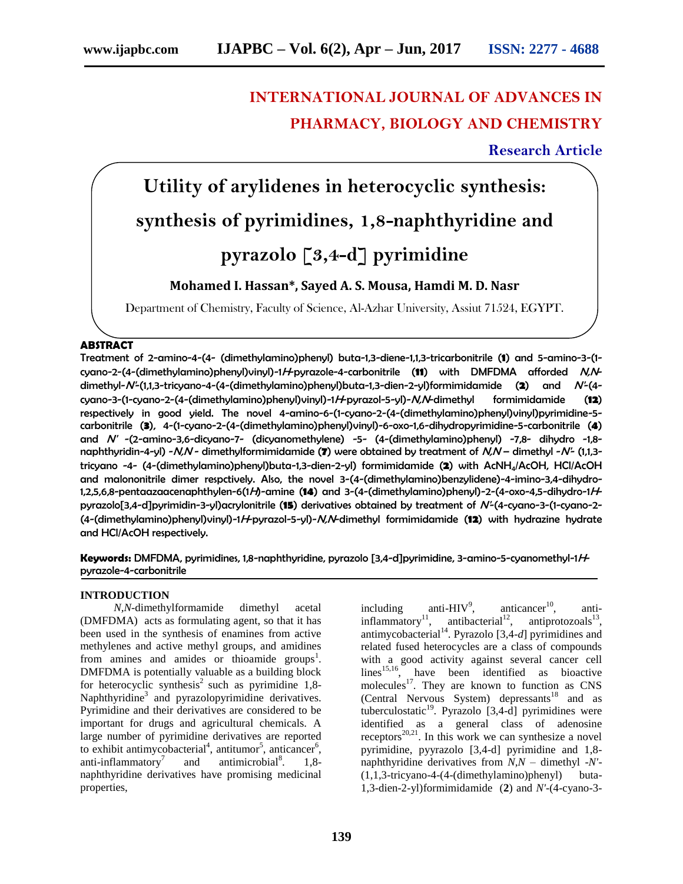# INTERNATIONAL JOURNAL OF ADVANCES IN PHARMACY, BIOLOGY AND CHEMISTRY

**Research Article**

# Utility of arylidenes in heterocyclic synthesis: synthesis of pyrimidines, 1,8-naphthyridine and pyrazolo [3,4-d] pyrimidine

**Mohamed I. Hassan\*, Sayed A. S. Mousa, Hamdi M. D. Nasr**

Department of Chemistry, Faculty of Science, Al-Azhar University, Assiut 71524, EGYPT.

## ABSTRACT

Treatment of 2-amino-4-(4- (dimethylamino)phenyl) buta-1,3-diene-1,1,3-tricarbonitrile (**1**) and 5-amino-3-(1-cyano-2-(4-(dimethylamino)phenyl)vinyl)-1*H*-pyrazole-4-carbonitrile (**11**) with DMFDMA afforded *N,N*-dimethyl-*N'*-(1,1,3-tricyano-4-(4-(dimethylamino)phenyl)buta-1,3-dien-2-yl)formimidamide (**2**) and *N'*-(4-cyano-3-(1-cyano-2-(4-(dimethylamino)phenyl)vinyl)-1*H*-pyrazol-5-yl)-*N,N*-dimethyl formimidamide (**12**) respectively in good yield. The novel 4-amino-6-(1-cyano-2-(4-(dimethylamino)phenyl)vinyl)pyrimidine-5-carbonitrile (**3**), 4-(1-cyano-2-(4-(dimethylamino)phenyl)vinyl)-6-oxo-1,6-dihydropyrimidine-5-carbonitrile (**4**) and *N'* -(2-amino-3,6-dicyano-7- (dicyanomethylene) -5- (4-(dimethylamino)phenyl) -7,8- dihydro -1,8-naphthyridin-4-yl) -*N,N* - dimethylformimidamide (**7**) were obtained by treatment of *N,N* – dimethyl -*N'*- (1,1,3-tricyano -4- (4-(dimethylamino)phenyl)buta-1,3-dien-2-yl) formimidamide (**2**) with $AcNH_4$/AcOH, HCl/AcOH and malononitrile dimer respctively. Also, the novel 3-(4-(dimethylamino)benzylidene)-4-imino-3,4-dihydro-1,2,5,6,8-pentaazaacenaphthylen-6(1*H*)-amine (**14**) and 3-(4-(dimethylamino)phenyl)-2-(4-oxo-4,5-dihydro-1*H*-pyrazolo[3,4-d]pyrimidin-3-yl)acrylonitrile (**15**) derivatives obtained by treatment of *N'*-(4-cyano-3-(1-cyano-2-(4-(dimethylamino)phenyl)vinyl)-1*H*-pyrazol-5-yl)-*N,N*-dimethyl formimidamide (**12**) with hydrazine hydrate and HCl/AcOH respectively.

**Keywords:** DMFDMA, pyrimidines, 1,8-naphthyridine, pyrazolo [3,4-d]pyrimidine, 3-amino-5-cyanomethyl-1*H*-pyrazole-4-carbonitrile

## INTRODUCTION

*N,N*-dimethylformamide dimethyl acetal (DMFDMA) acts as formulating agent, so that it has been used in the synthesis of enamines from active methylenes and active methyl groups, and amidines from amines and amides or thioamide groups[1]. DMFDMA is potentially valuable as a building block for heterocyclic synthesis[2] such as pyrimidine 1,8-Naphthyridine[3] and pyrazolopyrimidine derivatives. Pyrimidine and their derivatives are considered to be important for drugs and agricultural chemicals. A large number of pyrimidine derivatives are reported to exhibit antimycobacterial[4], antitumor[5], anticancer[6], anti-inflammatory[7] and antimicrobial[8]. 1,8-naphthyridine derivatives have promising medicinal properties, including anti-HIV[9], anticancer[10], anti-inflammatory[11], antibacterial[12], antiprotozoals[13], antimycobacterial[14]. Pyrazolo [3,4-*d*] pyrimidines and related fused heterocycles are a class of compounds with a good activity against several cancer cell lines[15,16], have been identified as bioactive molecules[17]. They are known to function as CNS (Central Nervous System) depressants[18] and as tuberculostatic[19]. Pyrazolo [3,4-d] pyrimidines were identified as a general class of adenosine receptors[20,21]. In this work we can synthesize a novel pyrimidine, pyyrazolo [3,4-d] pyrimidine and 1,8-naphthyridine derivatives from *N,N* – dimethyl -*N'*-(1,1,3-tricyano-4-(4-(dimethylamino)phenyl) buta-1,3-dien-2-yl)formimidamide (**2**) and *N'*-(4-cyano-3-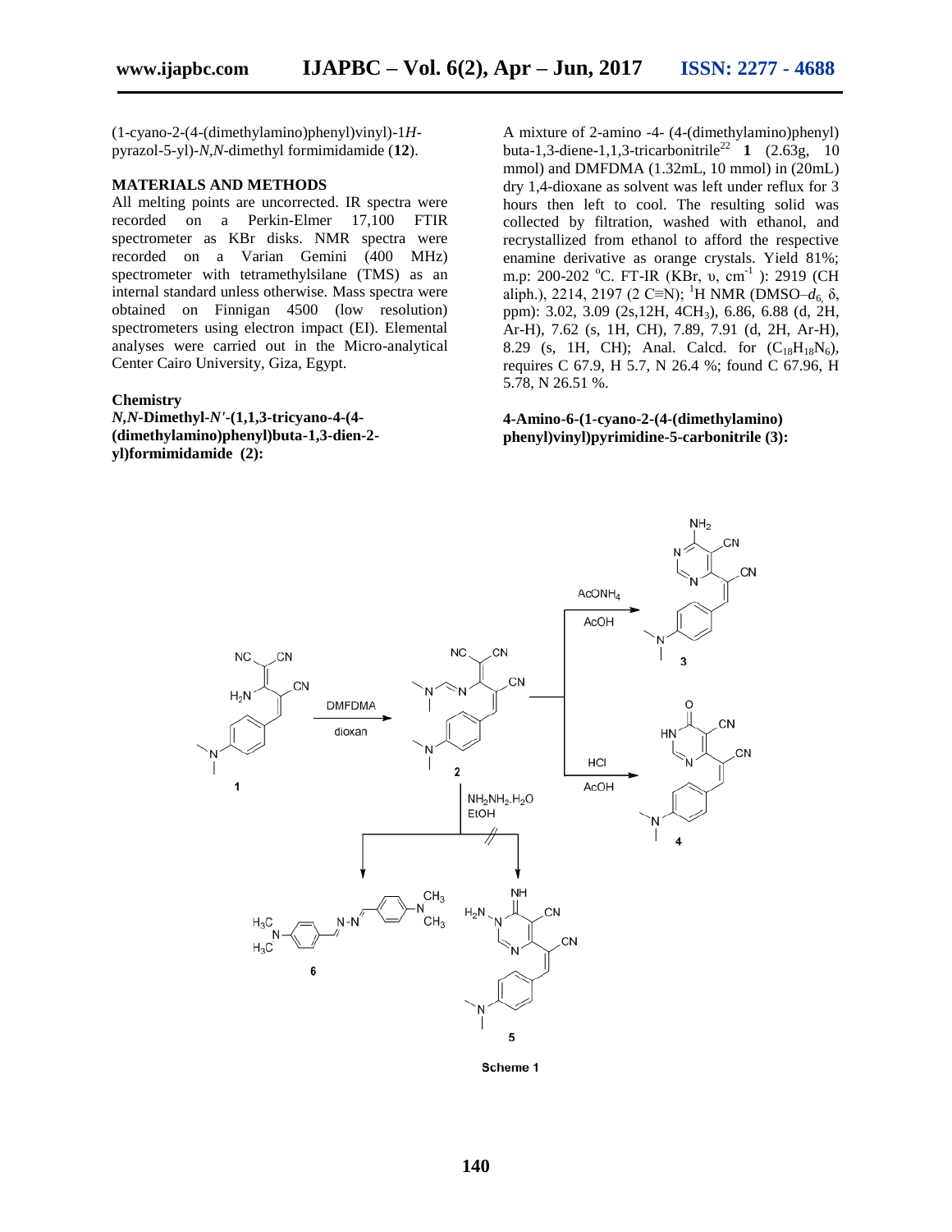(1-cyano-2-(4-(dimethylamino)phenyl)vinyl)-1*H*-pyrazol-5-yl)-*N,N*-dimethyl formimidamide (**12**).

## MATERIALS AND METHODS

All melting points are uncorrected. IR spectra were recorded on a Perkin-Elmer 17,100 FTIR spectrometer as KBr disks. NMR spectra were recorded on a Varian Gemini (400 MHz) spectrometer with tetramethylsilane (TMS) as an internal standard unless otherwise. Mass spectra were obtained on Finnigan 4500 (low resolution) spectrometers using electron impact (EI). Elemental analyses were carried out in the Micro-analytical Center Cairo University, Giza, Egypt.

### Chemistry

#### *N,N*-Dimethyl-*N'*-(1,1,3-tricyano-4-(4-(dimethylamino)phenyl)buta-1,3-dien-2-yl)formimidamide (2):

A mixture of 2-amino -4- (4-(dimethylamino)phenyl) buta-1,3-diene-1,1,3-tricarbonitrile[22] **1** (2.63g, 10 mmol) and DMFDMA (1.32mL, 10 mmol) in (20mL) dry 1,4-dioxane as solvent was left under reflux for 3 hours then left to cool. The resulting solid was collected by filtration, washed with ethanol, and recrystallized from ethanol to afford the respective enamine derivative as orange crystals. Yield 81%; m.p: 200-202 °C. FT-IR (KBr, υ, $cm^{-1}$ ): 2919 (CH aliph.), 2214, 2197 (2 C≡N); $^{1}$H NMR (DMSO–$d_6$, δ, ppm): 3.02, 3.09 (2s,12H, 4$CH_3$), 6.86, 6.88 (d, 2H, Ar-H), 7.62 (s, 1H, CH), 7.89, 7.91 (d, 2H, Ar-H), 8.29 (s, 1H, CH); Anal. Calcd. for ($C_{18}H_{18}N_6$), requires C 67.9, H 5.7, N 26.4 %; found C 67.96, H 5.78, N 26.51 %.

#### 4-Amino-6-(1-cyano-2-(4-(dimethylamino) phenyl)vinyl)pyrimidine-5-carbonitrile (3):

Scheme 1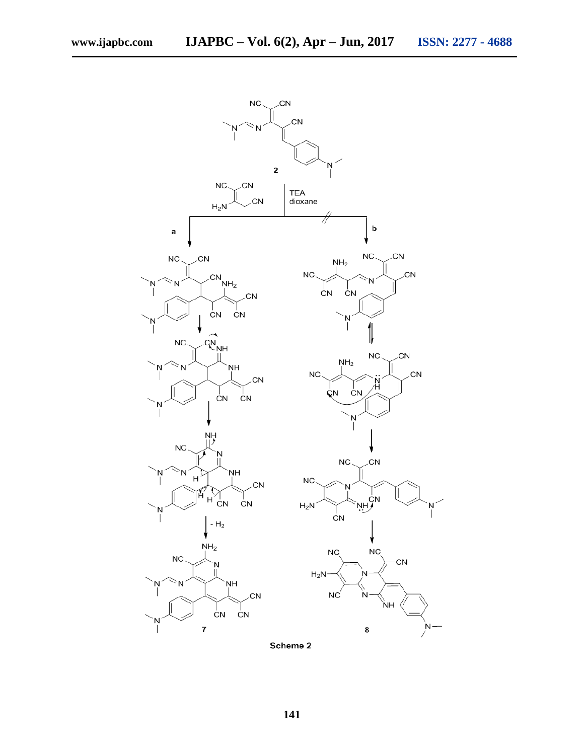Scheme 2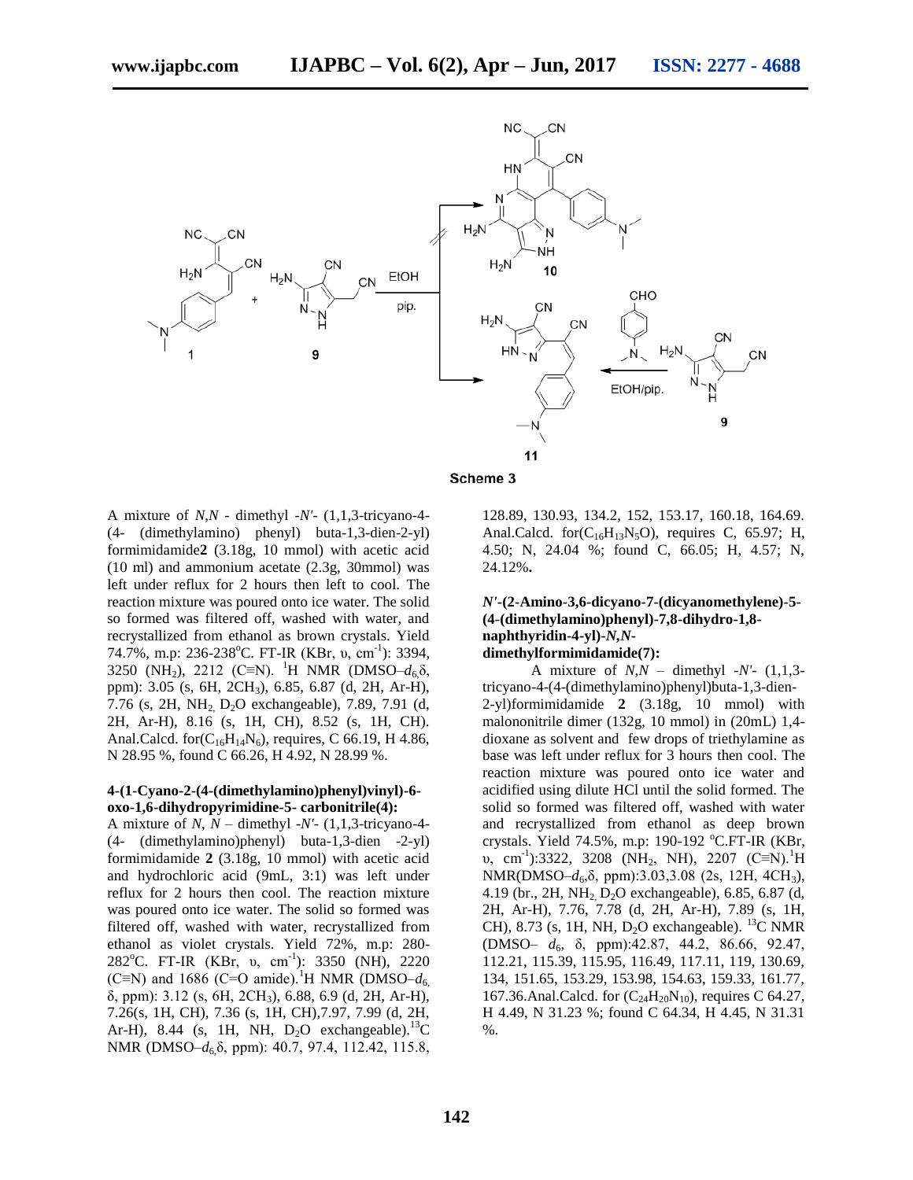Scheme 3

A mixture of *N,N* - dimethyl -*N′*- (1,1,3-tricyano-4-(4- (dimethylamino) phenyl) buta-1,3-dien-2-yl) formimidamide**2** (3.18g, 10 mmol) with acetic acid (10 ml) and ammonium acetate (2.3g, 30mmol) was left under reflux for 2 hours then left to cool. The reaction mixture was poured onto ice water. The solid so formed was filtered off, washed with water, and recrystallized from ethanol as brown crystals. Yield 74.7%, m.p: 236-238°C. FT-IR (KBr, υ, $cm^{-1}$): 3394, 3250 ($NH_2$), 2212 (C≡N). $^1$H NMR (DMSO–$d_6$,δ, ppm): 3.05 (s, 6H, 2$CH_3$), 6.85, 6.87 (d, 2H, Ar-H), 7.76 (s, 2H, $NH_2$, $D_2O$ exchangeable), 7.89, 7.91 (d, 2H, Ar-H), 8.16 (s, 1H, CH), 8.52 (s, 1H, CH). Anal.Calcd. for($C_{16}H_{14}N_6$), requires, C 66.19, H 4.86, N 28.95 %, found C 66.26, H 4.92, N 28.99 %.

**4-(1-Cyano-2-(4-(dimethylamino)phenyl)vinyl)-6-oxo-1,6-dihydropyrimidine-5- carbonitrile(4):**

A mixture of *N, N* – dimethyl -*N′*- (1,1,3-tricyano-4-(4- (dimethylamino)phenyl) buta-1,3-dien -2-yl) formimidamide **2** (3.18g, 10 mmol) with acetic acid and hydrochloric acid (9mL, 3:1) was left under reflux for 2 hours then cool. The reaction mixture was poured onto ice water. The solid so formed was filtered off, washed with water, recrystallized from ethanol as violet crystals. Yield 72%, m.p: 280-282°C. FT-IR (KBr, υ, $cm^{-1}$): 3350 (NH), 2220 (C≡N) and 1686 (C=O amide).$^1$H NMR (DMSO–$d_6$, δ, ppm): 3.12 (s, 6H, 2$CH_3$), 6.88, 6.9 (d, 2H, Ar-H), 7.26(s, 1H, CH), 7.36 (s, 1H, CH),7.97, 7.99 (d, 2H, Ar-H), 8.44 (s, 1H, NH, $D_2O$ exchangeable).$^{13}$C NMR (DMSO–$d_6$,δ, ppm): 40.7, 97.4, 112.42, 115.8, 128.89, 130.93, 134.2, 152, 153.17, 160.18, 164.69. Anal.Calcd. for($C_{16}H_{13}N_5O$), requires C, 65.97; H, 4.50; N, 24.04 %; found C, 66.05; H, 4.57; N, 24.12%**.**

***N′*-(2-Amino-3,6-dicyano-7-(dicyanomethylene)-5-(4-(dimethylamino)phenyl)-7,8-dihydro-1,8-naphthyridin-4-yl)-*N,N*-dimethylformimidamide(7):**

A mixture of *N,N* – dimethyl -*N′*- (1,1,3-tricyano-4-(4-(dimethylamino)phenyl)buta-1,3-dien-2-yl)formimidamide **2** (3.18g, 10 mmol) with malononitrile dimer (132g, 10 mmol) in (20mL) 1,4-dioxane as solvent and few drops of triethylamine as base was left under reflux for 3 hours then cool. The reaction mixture was poured onto ice water and acidified using dilute HCl until the solid formed. The solid so formed was filtered off, washed with water and recrystallized from ethanol as deep brown crystals. Yield 74.5%, m.p: 190-192 °C.FT-IR (KBr, υ, $cm^{-1}$):3322, 3208 ($NH_2$, NH), 2207 (C≡N).$^1$H NMR(DMSO–$d_6$,δ, ppm):3.03,3.08 (2s, 12H, 4$CH_3$), 4.19 (br., 2H, $NH_2$, $D_2O$ exchangeable), 6.85, 6.87 (d, 2H, Ar-H), 7.76, 7.78 (d, 2H, Ar-H), 7.89 (s, 1H, CH), 8.73 (s, 1H, NH, $D_2O$ exchangeable). $^{13}$C NMR (DMSO– $d_6$, δ, ppm):42.87, 44.2, 86.66, 92.47, 112.21, 115.39, 115.95, 116.49, 117.11, 119, 130.69, 134, 151.65, 153.29, 153.98, 154.63, 159.33, 161.77, 167.36.Anal.Calcd. for ($C_{24}H_{20}N_{10}$), requires C 64.27, H 4.49, N 31.23 %; found C 64.34, H 4.45, N 31.31 %.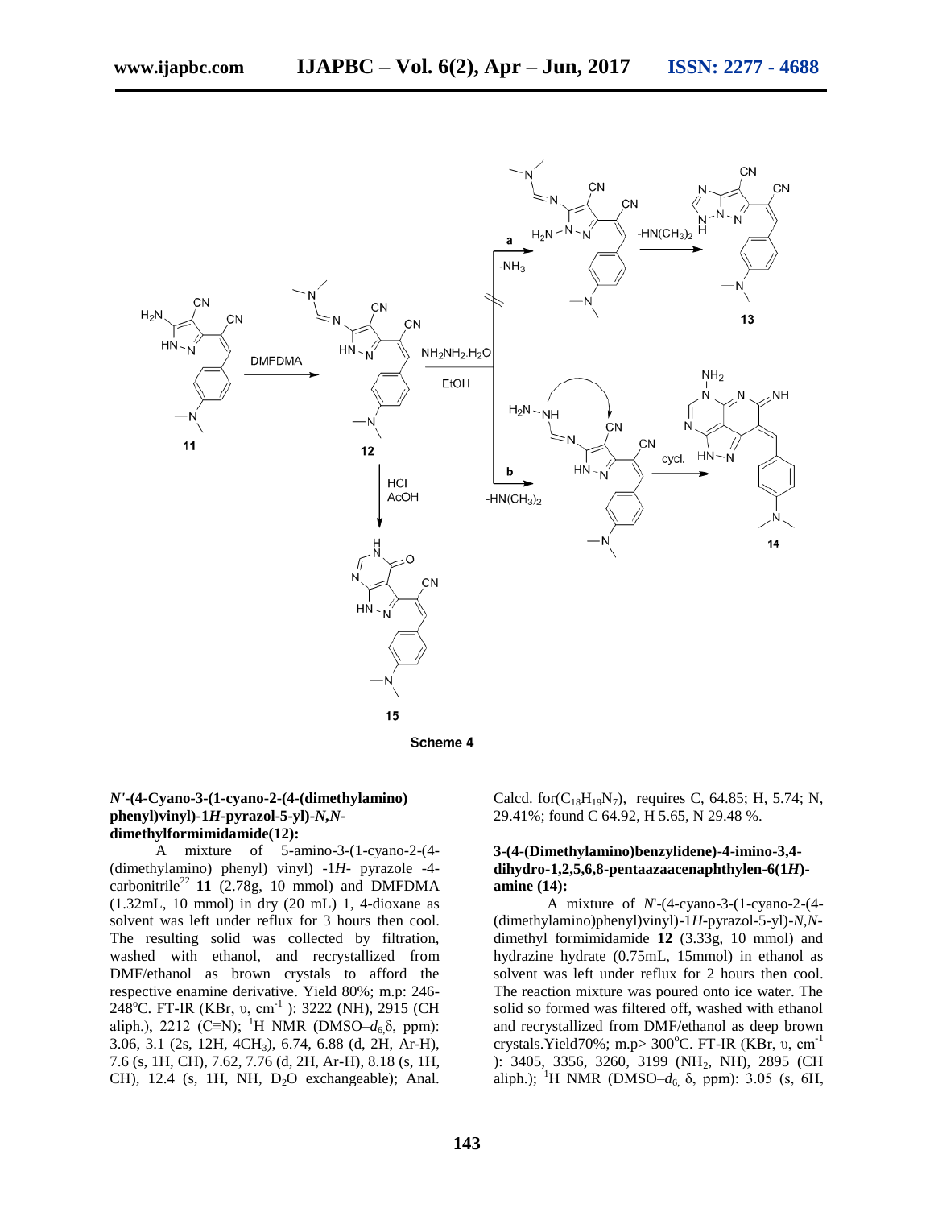Scheme 4

### *N'*-(4-Cyano-3-(1-cyano-2-(4-(dimethylamino) phenyl)vinyl)-1*H*-pyrazol-5-yl)-*N,N*-dimethylformimidamide(12):

A mixture of 5-amino-3-(1-cyano-2-(4-(dimethylamino) phenyl) vinyl) -1*H*- pyrazole -4-carbonitrile[22] **11** (2.78g, 10 mmol) and DMFDMA (1.32mL, 10 mmol) in dry (20 mL) 1, 4-dioxane as solvent was left under reflux for 3 hours then cool. The resulting solid was collected by filtration, washed with ethanol, and recrystallized from DMF/ethanol as brown crystals to afford the respective enamine derivative. Yield 80%; m.p: 246-248°C. FT-IR (KBr, υ, cm$^{-1}$ ): 3222 (NH), 2915 (CH aliph.), 2212 (C≡N); $^{1}$H NMR (DMSO–$d_6$,δ, ppm): 3.06, 3.1 (2s, 12H, 4CH$_3$), 6.74, 6.88 (d, 2H, Ar-H), 7.6 (s, 1H, CH), 7.62, 7.76 (d, 2H, Ar-H), 8.18 (s, 1H, CH), 12.4 (s, 1H, NH, D$_2$O exchangeable); Anal. Calcd. for($C_{18}H_{19}N_7$), requires C, 64.85; H, 5.74; N, 29.41%; found C 64.92, H 5.65, N 29.48 %.

### 3-(4-(Dimethylamino)benzylidene)-4-imino-3,4-dihydro-1,2,5,6,8-pentaazaacenaphthylen-6(1*H*)-amine (14):

A mixture of *N'*-(4-cyano-3-(1-cyano-2-(4-(dimethylamino)phenyl)vinyl)-1*H*-pyrazol-5-yl)-*N,N*-dimethyl formimidamide **12** (3.33g, 10 mmol) and hydrazine hydrate (0.75mL, 15mmol) in ethanol as solvent was left under reflux for 2 hours then cool. The reaction mixture was poured onto ice water. The solid so formed was filtered off, washed with ethanol and recrystallized from DMF/ethanol as deep brown crystals.Yield70%; m.p> 300°C. FT-IR (KBr, υ, cm$^{-1}$ ): 3405, 3356, 3260, 3199 (NH$_2$, NH), 2895 (CH aliph.); $^{1}$H NMR (DMSO–$d_6$, δ, ppm): 3.05 (s, 6H,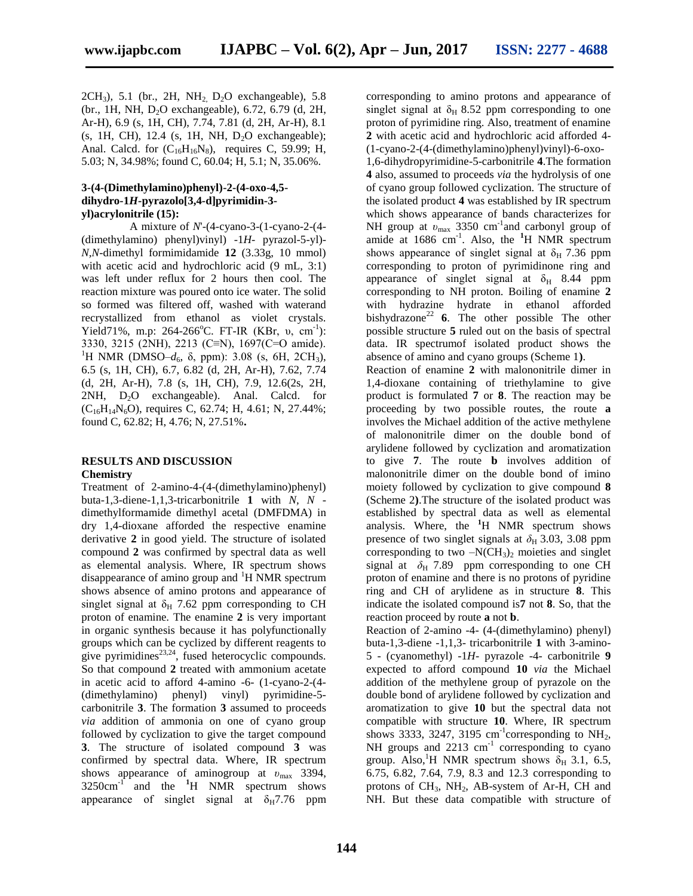2CH$_3$), 5.1 (br., 2H, NH$_2$, D$_2$O exchangeable), 5.8 (br., 1H, NH, D$_2$O exchangeable), 6.72, 6.79 (d, 2H, Ar-H), 6.9 (s, 1H, CH), 7.74, 7.81 (d, 2H, Ar-H), 8.1 (s, 1H, CH), 12.4 (s, 1H, NH, D$_2$O exchangeable); Anal. Calcd. for ($C_{16}H_{16}N_8$), requires C, 59.99; H, 5.03; N, 34.98%; found C, 60.04; H, 5.1; N, 35.06%.

**3-(4-(Dimethylamino)phenyl)-2-(4-oxo-4,5-dihydro-1*H*-pyrazolo[3,4-d]pyrimidin-3-yl)acrylonitrile (15):**

A mixture of *N*'-(4-cyano-3-(1-cyano-2-(4-(dimethylamino) phenyl)vinyl) -1*H*- pyrazol-5-yl)-*N,N*-dimethyl formimidamide **12** (3.33g, 10 mmol) with acetic acid and hydrochloric acid (9 mL, 3:1) was left under reflux for 2 hours then cool. The reaction mixture was poured onto ice water. The solid so formed was filtered off, washed with waterand recrystallized from ethanol as violet crystals. Yield71%, m.p: 264-266$^o$C. FT-IR (KBr, υ, cm$^{-1}$): 3330, 3215 (2NH), 2213 (C≡N), 1697(C=O amide). $^1$H NMR (DMSO–$d_6$, δ, ppm): 3.08 (s, 6H, 2CH$_3$), 6.5 (s, 1H, CH), 6.7, 6.82 (d, 2H, Ar-H), 7.62, 7.74 (d, 2H, Ar-H), 7.8 (s, 1H, CH), 7.9, 12.6(2s, 2H, 2NH, D$_2$O exchangeable). Anal. Calcd. for ($C_{16}H_{14}N_6O$), requires C, 62.74; H, 4.61; N, 27.44%; found C, 62.82; H, 4.76; N, 27.51%**.**

## RESULTS AND DISCUSSION

### Chemistry

Treatment of 2-amino-4-(4-(dimethylamino)phenyl) buta-1,3-diene-1,1,3-tricarbonitrile **1** with *N*, *N* -dimethylformamide dimethyl acetal (DMFDMA) in dry 1,4-dioxane afforded the respective enamine derivative **2** in good yield. The structure of isolated compound **2** was confirmed by spectral data as well as elemental analysis. Where, IR spectrum shows disappearance of amino group and $^1$H NMR spectrum shows absence of amino protons and appearance of singlet signal at $\delta_H$ 7.62 ppm corresponding to CH proton of enamine. The enamine **2** is very important in organic synthesis because it has polyfunctionally groups which can be cyclized by different reagents to give pyrimidines[23,24], fused heterocyclic compounds. So that compound **2** treated with ammonium acetate in acetic acid to afford 4-amino -6- (1-cyano-2-(4-(dimethylamino) phenyl) vinyl) pyrimidine-5-carbonitrile **3**. The formation **3** assumed to proceeds *via* addition of ammonia on one of cyano group followed by cyclization to give the target compound **3**. The structure of isolated compound **3** was confirmed by spectral data. Where, IR spectrum shows appearance of aminogroup at $\upsilon_{max}$ 3394, 3250cm$^{-1}$ and the **$^1$**H NMR spectrum shows appearance of singlet signal at $\delta_H$7.76 ppm corresponding to amino protons and appearance of singlet signal at $\delta_H$ 8.52 ppm corresponding to one proton of pyrimidine ring. Also, treatment of enamine **2** with acetic acid and hydrochloric acid afforded 4-(1-cyano-2-(4-(dimethylamino)phenyl)vinyl)-6-oxo-1,6-dihydropyrimidine-5-carbonitrile **4**.The formation **4** also, assumed to proceeds *via* the hydrolysis of one of cyano group followed cyclization. The structure of the isolated product **4** was established by IR spectrum which shows appearance of bands characterizes for NH group at $\upsilon_{max}$ 3350 cm$^{-1}$and carbonyl group of amide at 1686 cm$^{-1}$. Also, the **$^1$**H NMR spectrum shows appearance of singlet signal at $\delta_H$ 7.36 ppm corresponding to proton of pyrimidinone ring and appearance of singlet signal at $\delta_H$ 8.44 ppm corresponding to NH proton. Boiling of enamine **2** with hydrazine hydrate in ethanol afforded bishydrazone[22] **6**. The other possible The other possible structure **5** ruled out on the basis of spectral data. IR spectrumof isolated product shows the absence of amino and cyano groups (Scheme 1**)**.

Reaction of enamine **2** with malononitrile dimer in 1,4-dioxane containing of triethylamine to give product is formulated **7** or **8**. The reaction may be proceeding by two possible routes, the route **a** involves the Michael addition of the active methylene of malononitrile dimer on the double bond of arylidene followed by cyclization and aromatization to give **7**. The route **b** involves addition of malononitrile dimer on the double bond of imino moiety followed by cyclization to give compound **8** (Scheme 2**)**.The structure of the isolated product was established by spectral data as well as elemental analysis. Where, the **$^1$**H NMR spectrum shows presence of two singlet signals at $\delta_H$ 3.03, 3.08 ppm corresponding to two –N(CH$_3$)$_2$ moieties and singlet signal at $\delta_H$ 7.89 ppm corresponding to one CH proton of enamine and there is no protons of pyridine ring and CH of arylidene as in structure **8**. This indicate the isolated compound is**7** not **8**. So, that the reaction proceed by route **a** not **b**.

Reaction of 2-amino -4- (4-(dimethylamino) phenyl) buta-1,3-diene -1,1,3- tricarbonitrile **1** with 3-amino-5 - (cyanomethyl) -1*H*- pyrazole -4- carbonitrile **9** expected to afford compound **10** *via* the Michael addition of the methylene group of pyrazole on the double bond of arylidene followed by cyclization and aromatization to give **10** but the spectral data not compatible with structure **10**. Where, IR spectrum shows 3333, 3247, 3195 cm$^{-1}$corresponding to NH$_2$, NH groups and 2213 cm$^{-1}$ corresponding to cyano group. Also,$^1$H NMR spectrum shows $\delta_H$ 3.1, 6.5, 6.75, 6.82, 7.64, 7.9, 8.3 and 12.3 corresponding to protons of CH$_3$, NH$_2$, AB-system of Ar-H, CH and NH. But these data compatible with structure of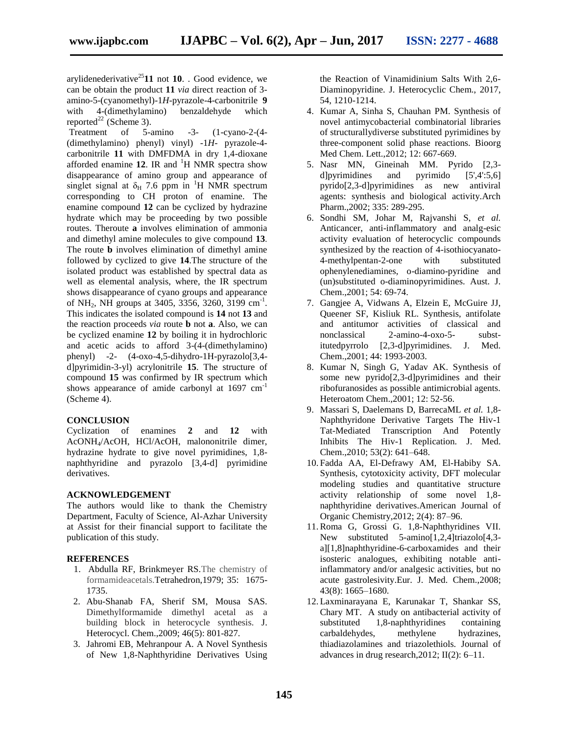arylidenederivative[25] **11** not **10**. . Good evidence, we can be obtain the product **11** *via* direct reaction of 3-amino-5-(cyanomethyl)-1*H*-pyrazole-4-carbonitrile **9** with 4-(dimethylamino) benzaldehyde which reported[22] (Scheme 3).

Treatment of 5-amino -3- (1-cyano-2-(4-(dimethylamino) phenyl) vinyl) -1*H*- pyrazole-4-carbonitrile **11** with DMFDMA in dry 1,4-dioxane afforded enamine **12**. IR and $^1$H NMR spectra show disappearance of amino group and appearance of singlet signal at $\delta_H$ 7.6 ppm in $^1$H NMR spectrum corresponding to CH proton of enamine. The enamine compound **12** can be cyclized by hydrazine hydrate which may be proceeding by two possible routes. Theroute **a** involves elimination of ammonia and dimethyl amine molecules to give compound **13**. The route **b** involves elimination of dimethyl amine followed by cyclized to give **14**.The structure of the isolated product was established by spectral data as well as elemental analysis, where, the IR spectrum shows disappearance of cyano groups and appearance of $NH_2$, NH groups at 3405, 3356, 3260, 3199 cm$^{-1}$. This indicates the isolated compound is **14** not **13** and the reaction proceeds *via* route **b** not **a**. Also, we can be cyclized enamine **12** by boiling it in hydrochloric and acetic acids to afford 3-(4-(dimethylamino) phenyl) -2- (4-oxo-4,5-dihydro-1H-pyrazolo[3,4-d]pyrimidin-3-yl) acrylonitrile **15**. The structure of compound **15** was confirmed by IR spectrum which shows appearance of amide carbonyl at 1697 cm$^{-1}$ (Scheme 4).

## CONCLUSION

Cyclization of enamines **2** and **12** with $AcONH_4$/AcOH, HCl/AcOH, malononitrile dimer, hydrazine hydrate to give novel pyrimidines, 1,8-naphthyridine and pyrazolo [3,4-d] pyrimidine derivatives.

## ACKNOWLEDGEMENT

The authors would like to thank the Chemistry Department, Faculty of Science, Al-Azhar University at Assist for their financial support to facilitate the publication of this study.

## REFERENCES

1. Abdulla RF, Brinkmeyer RS.The chemistry of formamideacetals.Tetrahedron,1979; 35: 1675-1735.
2. Abu-Shanab FA, Sherif SM, Mousa SAS. Dimethylformamide dimethyl acetal as a building block in heterocycle synthesis. J. Heterocycl. Chem.,2009; 46(5): 801-827.
3. Jahromi EB, Mehranpour A. A Novel Synthesis of New 1,8-Naphthyridine Derivatives Using the Reaction of Vinamidinium Salts With 2,6-Diaminopyridine. J. Heterocyclic Chem., 2017, 54, 1210-1214.
4. Kumar A, Sinha S, Chauhan PM. Synthesis of novel antimycobacterial combinatorial libraries of structurallydiverse substituted pyrimidines by three-component solid phase reactions. Bioorg Med Chem. Lett.,2012; 12: 667-669.
5. Nasr MN, Gineinah MM. Pyrido [2,3-d]pyrimidines and pyrimido [5',4':5,6] pyrido[2,3-d]pyrimidines as new antiviral agents: synthesis and biological activity.Arch Pharm.,2002; 335: 289-295.
6. Sondhi SM, Johar M, Rajvanshi S, *et al.* Anticancer, anti-inflammatory and analg-esic activity evaluation of heterocyclic compounds synthesized by the reaction of 4-isothiocyanato-4-methylpentan-2-one with substituted ophenylenediamines, o-diamino-pyridine and (un)substituted o-diaminopyrimidines. Aust. J. Chem.,2001; 54: 69-74.
7. Gangjee A, Vidwans A, Elzein E, McGuire JJ, Queener SF, Kisliuk RL. Synthesis, antifolate and antitumor activities of classical and nonclassical 2-amino-4-oxo-5-subst-itutedpyrrolo [2,3-d]pyrimidines. J. Med. Chem.,2001; 44: 1993-2003.
8. Kumar N, Singh G, Yadav AK. Synthesis of some new pyrido[2,3-d]pyrimidines and their ribofuranosides as possible antimicrobial agents. Heteroatom Chem.,2001; 12: 52-56.
9. Massari S, Daelemans D, BarrecaML *et al.* 1,8-Naphthyridone Derivative Targets The Hiv-1 Tat-Mediated Transcription And Potently Inhibits The Hiv-1 Replication. J. Med. Chem.,2010; 53(2): 641–648.
10. Fadda AA, El-Defrawy AM, El-Habiby SA. Synthesis, cytotoxicity activity, DFT molecular modeling studies and quantitative structure activity relationship of some novel 1,8-naphthyridine derivatives.American Journal of Organic Chemistry,2012; 2(4): 87–96.
11. Roma G, Grossi G. 1,8-Naphthyridines VII. New substituted 5-amino[1,2,4]triazolo[4,3-a][1,8]naphthyridine-6-carboxamides and their isosteric analogues, exhibiting notable anti-inflammatory and/or analgesic activities, but no acute gastrolesivity.Eur. J. Med. Chem.,2008; 43(8): 1665–1680.
12. Laxminarayana E, Karunakar T, Shankar SS, Chary MT. A study on antibacterial activity of substituted 1,8-naphthyridines containing carbaldehydes, methylene hydrazines, thiadiazolamines and triazolethiols. Journal of advances in drug research,2012; II(2): 6–11.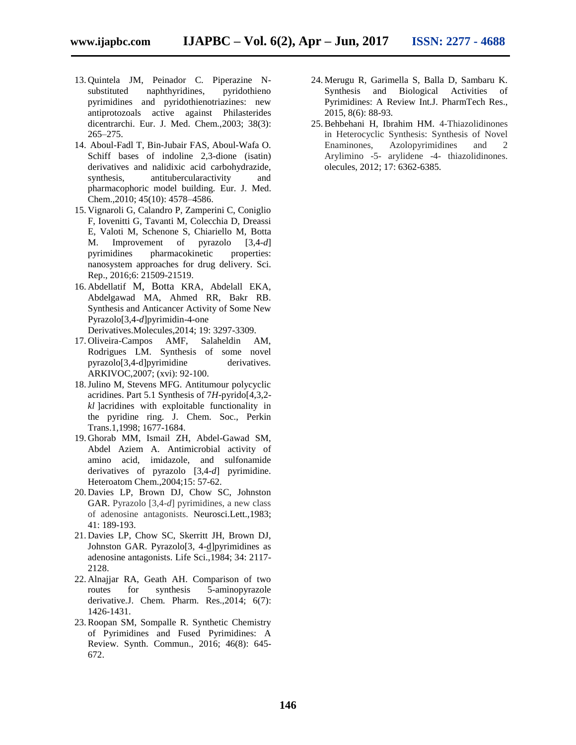13. Quintela JM, Peinador C. Piperazine N-substituted naphthyridines, pyridothieno pyrimidines and pyridothienotriazines: new antiprotozoals active against Philasterides dicentrarchi. Eur. J. Med. Chem.,2003; 38(3): 265–275.
14. Aboul-Fadl T, Bin-Jubair FAS, Aboul-Wafa O. Schiff bases of indoline 2,3-dione (isatin) derivatives and nalidixic acid carbohydrazide, synthesis, antitubercularactivity and pharmacophoric model building. Eur. J. Med. Chem.,2010; 45(10): 4578–4586.
15. Vignaroli G, Calandro P, Zamperini C, Coniglio F, Iovenitti G, Tavanti M, Colecchia D, Dreassi E, Valoti M, Schenone S, Chiariello M, Botta M. Improvement of pyrazolo [3,4-*d*] pyrimidines pharmacokinetic properties: nanosystem approaches for drug delivery. Sci. Rep., 2016;6: 21509-21519.
16. Abdellatif M, Botta KRA, Abdelall EKA, Abdelgawad MA, Ahmed RR, Bakr RB. Synthesis and Anticancer Activity of Some New Pyrazolo[3,4-*d*]pyrimidin-4-one Derivatives.Molecules,2014; 19: 3297-3309.
17. Oliveira-Campos AMF, Salaheldin AM, Rodrigues LM. Synthesis of some novel pyrazolo[3,4-d]pyrimidine derivatives. ARKIVOC,2007; (xvi): 92-100.
18. Julino M, Stevens MFG. Antitumour polycyclic acridines. Part 5.1 Synthesis of 7*H*-pyrido[4,3,2-*kl* ]acridines with exploitable functionality in the pyridine ring. J. Chem. Soc., Perkin Trans.1,1998; 1677-1684.
19. Ghorab MM, Ismail ZH, Abdel-Gawad SM, Abdel Aziem A. Antimicrobial activity of amino acid, imidazole, and sulfonamide derivatives of pyrazolo [3,4-*d*] pyrimidine. Heteroatom Chem.,2004;15: 57-62.
20. Davies LP, Brown DJ, Chow SC, Johnston GAR. Pyrazolo [3,4-*d*] pyrimidines, a new class of adenosine antagonists. Neurosci.Lett.,1983; 41: 189-193.
21. Davies LP, Chow SC, Skerritt JH, Brown DJ, Johnston GAR. Pyrazolo[3, 4-d]pyrimidines as adenosine antagonists. Life Sci.,1984; 34: 2117-2128.
22. Alnajjar RA, Geath AH. Comparison of two routes for synthesis 5-aminopyrazole derivative.J. Chem. Pharm. Res.,2014; 6(7): 1426-1431.
23. Roopan SM, Sompalle R. Synthetic Chemistry of Pyrimidines and Fused Pyrimidines: A Review. Synth. Commun., 2016; 46(8): 645-672.
24. Merugu R, Garimella S, Balla D, Sambaru K. Synthesis and Biological Activities of Pyrimidines: A Review Int.J. PharmTech Res., 2015, 8(6): 88-93.
25. Behbehani H, Ibrahim HM. 4-Thiazolidinones in Heterocyclic Synthesis: Synthesis of Novel Enaminones, Azolopyrimidines and 2 Arylimino -5- arylidene -4- thiazolidinones. olecules, 2012; 17: 6362-6385.